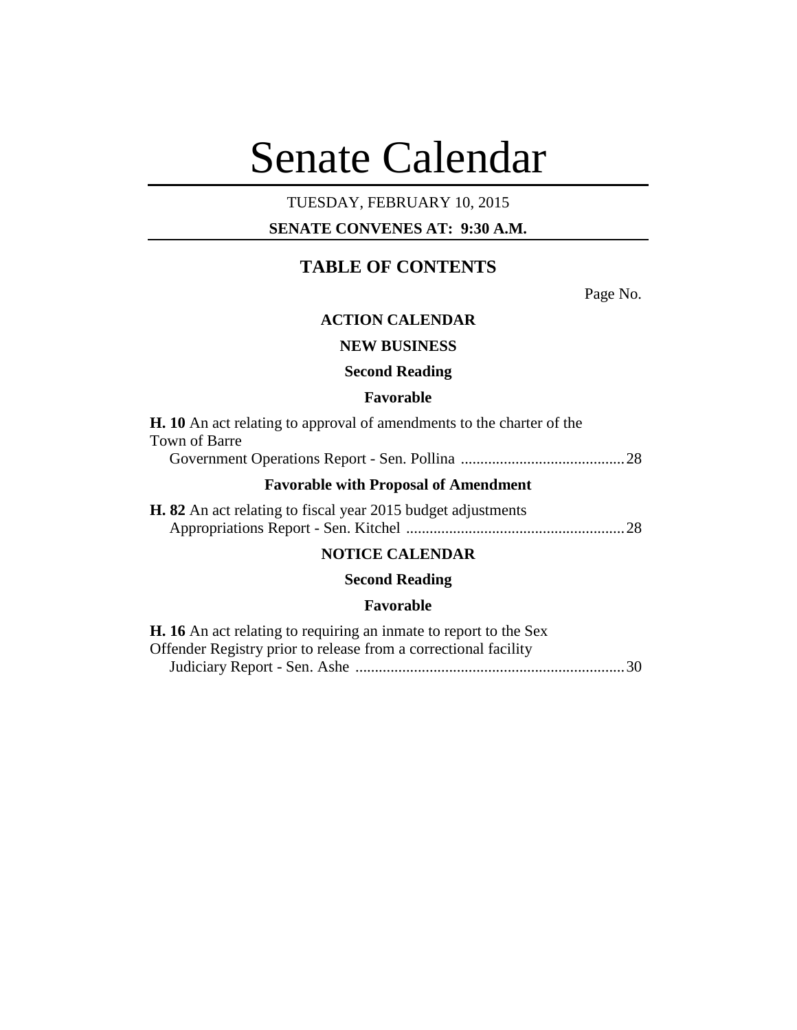# Senate Calendar

TUESDAY, FEBRUARY 10, 2015

**SENATE CONVENES AT: 9:30 A.M.**

## TABLE OF CONTENTS

Page No.

### ACTION CALENDAR

### NEW BUSINESS

### Second Reading

### Favorable

**H. 10** An act relating to approval of amendments to the charter of the Town of Barre
Government Operations Report - Sen. Pollina ........................................28

### Favorable with Proposal of Amendment

**H. 82** An act relating to fiscal year 2015 budget adjustments
Appropriations Report - Sen. Kitchel ......................................................28

### NOTICE CALENDAR

### Second Reading

### Favorable

**H. 16** An act relating to requiring an inmate to report to the Sex Offender Registry prior to release from a correctional facility
Judiciary Report - Sen. Ashe ...................................................................30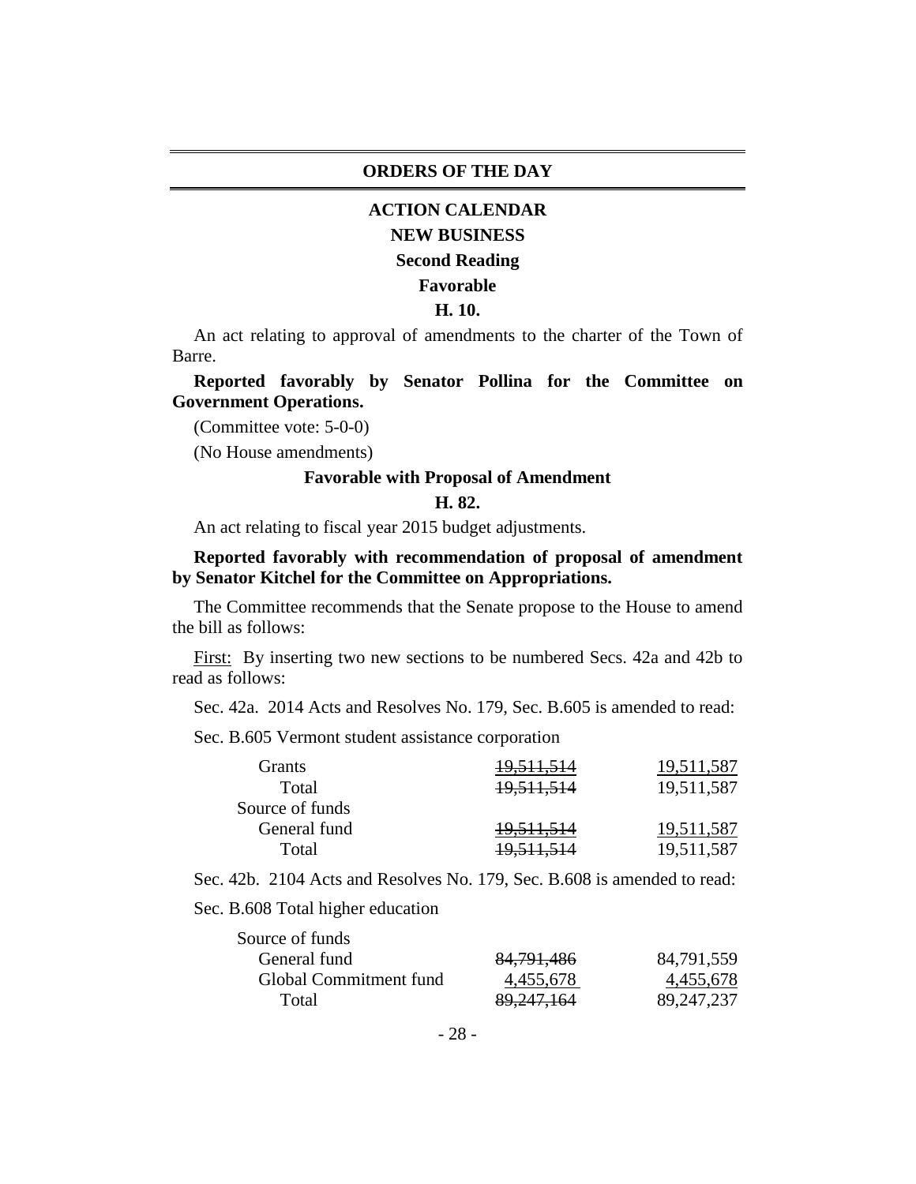## ORDERS OF THE DAY

### ACTION CALENDAR

### NEW BUSINESS

### Second Reading

### Favorable

### H. 10.

An act relating to approval of amendments to the charter of the Town of Barre.

**Reported favorably by Senator Pollina for the Committee on Government Operations.**

(Committee vote: 5-0-0)

(No House amendments)

### Favorable with Proposal of Amendment

### H. 82.

An act relating to fiscal year 2015 budget adjustments.

**Reported favorably with recommendation of proposal of amendment by Senator Kitchel for the Committee on Appropriations.**

The Committee recommends that the Senate propose to the House to amend the bill as follows:

First: By inserting two new sections to be numbered Secs. 42a and 42b to read as follows:

Sec. 42a. 2014 Acts and Resolves No. 179, Sec. B.605 is amended to read:

Sec. B.605 Vermont student assistance corporation

| | | |
|---|---|---|
| Grants | ~~19,511,514~~ | 19,511,587 |
| Total | ~~19,511,514~~ | 19,511,587 |
| Source of funds | | |
| General fund | ~~19,511,514~~ | 19,511,587 |
| Total | ~~19,511,514~~ | 19,511,587 |

Sec. 42b. 2104 Acts and Resolves No. 179, Sec. B.608 is amended to read:

Sec. B.608 Total higher education

| | | |
|---|---|---|
| Source of funds | | |
| General fund | ~~84,791,486~~ | 84,791,559 |
| Global Commitment fund | 4,455,678 | 4,455,678 |
| Total | ~~89,247,164~~ | 89,247,237 |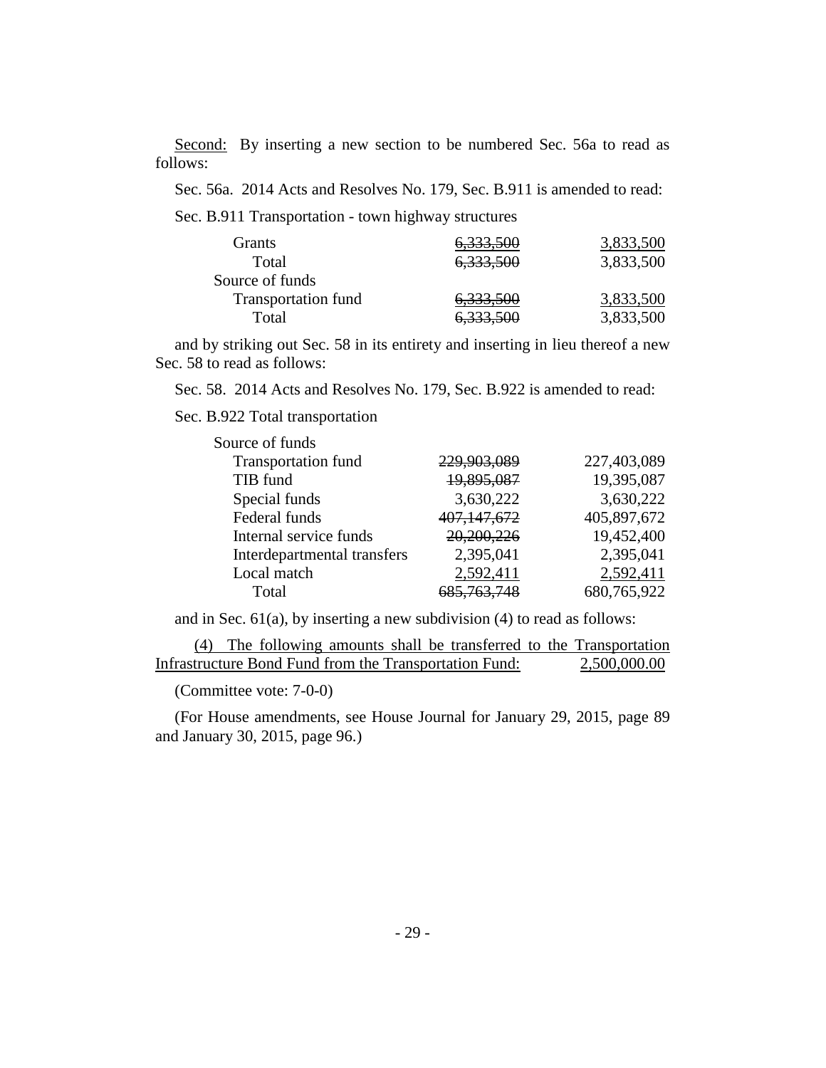Second: By inserting a new section to be numbered Sec. 56a to read as follows:

Sec. 56a. 2014 Acts and Resolves No. 179, Sec. B.911 is amended to read:

Sec. B.911 Transportation - town highway structures

| | | |
|---|---|---|
| Grants | ~~6,333,500~~ | 3,833,500 |
| Total | ~~6,333,500~~ | 3,833,500 |
| Source of funds | | |
| Transportation fund | ~~6,333,500~~ | 3,833,500 |
| Total | ~~6,333,500~~ | 3,833,500 |

and by striking out Sec. 58 in its entirety and inserting in lieu thereof a new Sec. 58 to read as follows:

Sec. 58. 2014 Acts and Resolves No. 179, Sec. B.922 is amended to read:

Sec. B.922 Total transportation

| | | |
|---|---|---|
| Source of funds | | |
| Transportation fund | ~~229,903,089~~ | 227,403,089 |
| TIB fund | ~~19,895,087~~ | 19,395,087 |
| Special funds | 3,630,222 | 3,630,222 |
| Federal funds | ~~407,147,672~~ | 405,897,672 |
| Internal service funds | ~~20,200,226~~ | 19,452,400 |
| Interdepartmental transfers | 2,395,041 | 2,395,041 |
| Local match | 2,592,411 | 2,592,411 |
| Total | ~~685,763,748~~ | 680,765,922 |

and in Sec. 61(a), by inserting a new subdivision (4) to read as follows:

(4) The following amounts shall be transferred to the Transportation Infrastructure Bond Fund from the Transportation Fund: 2,500,000.00

(Committee vote: 7-0-0)

(For House amendments, see House Journal for January 29, 2015, page 89 and January 30, 2015, page 96.)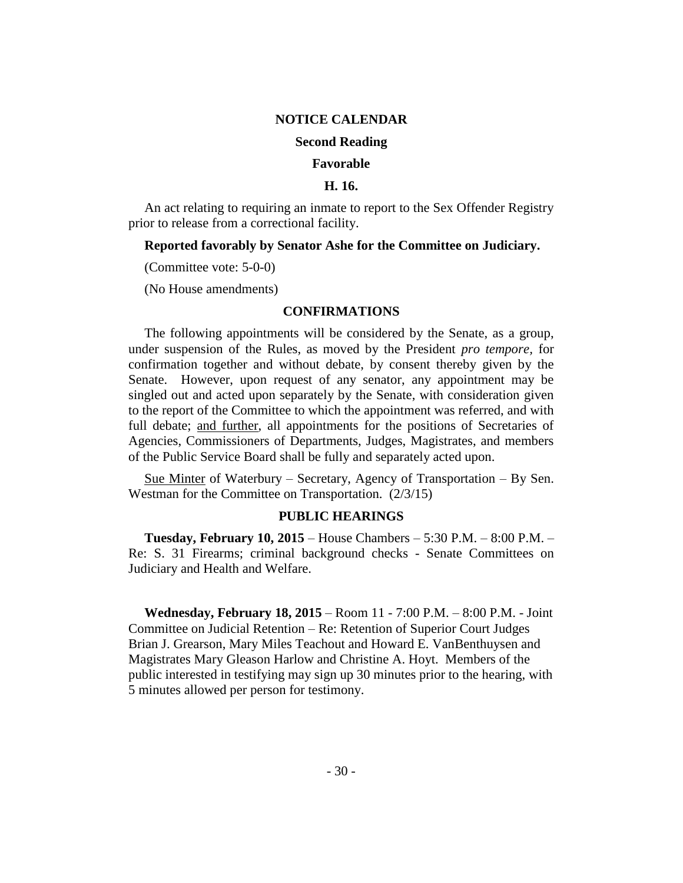## NOTICE CALENDAR

### Second Reading

### Favorable

### H. 16.

An act relating to requiring an inmate to report to the Sex Offender Registry prior to release from a correctional facility.

**Reported favorably by Senator Ashe for the Committee on Judiciary.**

(Committee vote: 5-0-0)

(No House amendments)

## CONFIRMATIONS

The following appointments will be considered by the Senate, as a group, under suspension of the Rules, as moved by the President *pro tempore*, for confirmation together and without debate, by consent thereby given by the Senate. However, upon request of any senator, any appointment may be singled out and acted upon separately by the Senate, with consideration given to the report of the Committee to which the appointment was referred, and with full debate; and further, all appointments for the positions of Secretaries of Agencies, Commissioners of Departments, Judges, Magistrates, and members of the Public Service Board shall be fully and separately acted upon.

Sue Minter of Waterbury – Secretary, Agency of Transportation – By Sen. Westman for the Committee on Transportation. (2/3/15)

## PUBLIC HEARINGS

**Tuesday, February 10, 2015** – House Chambers – 5:30 P.M. – 8:00 P.M. – Re: S. 31 Firearms; criminal background checks - Senate Committees on Judiciary and Health and Welfare.

**Wednesday, February 18, 2015** – Room 11 - 7:00 P.M. – 8:00 P.M. - Joint Committee on Judicial Retention – Re: Retention of Superior Court Judges Brian J. Grearson, Mary Miles Teachout and Howard E. VanBenthuysen and Magistrates Mary Gleason Harlow and Christine A. Hoyt. Members of the public interested in testifying may sign up 30 minutes prior to the hearing, with 5 minutes allowed per person for testimony.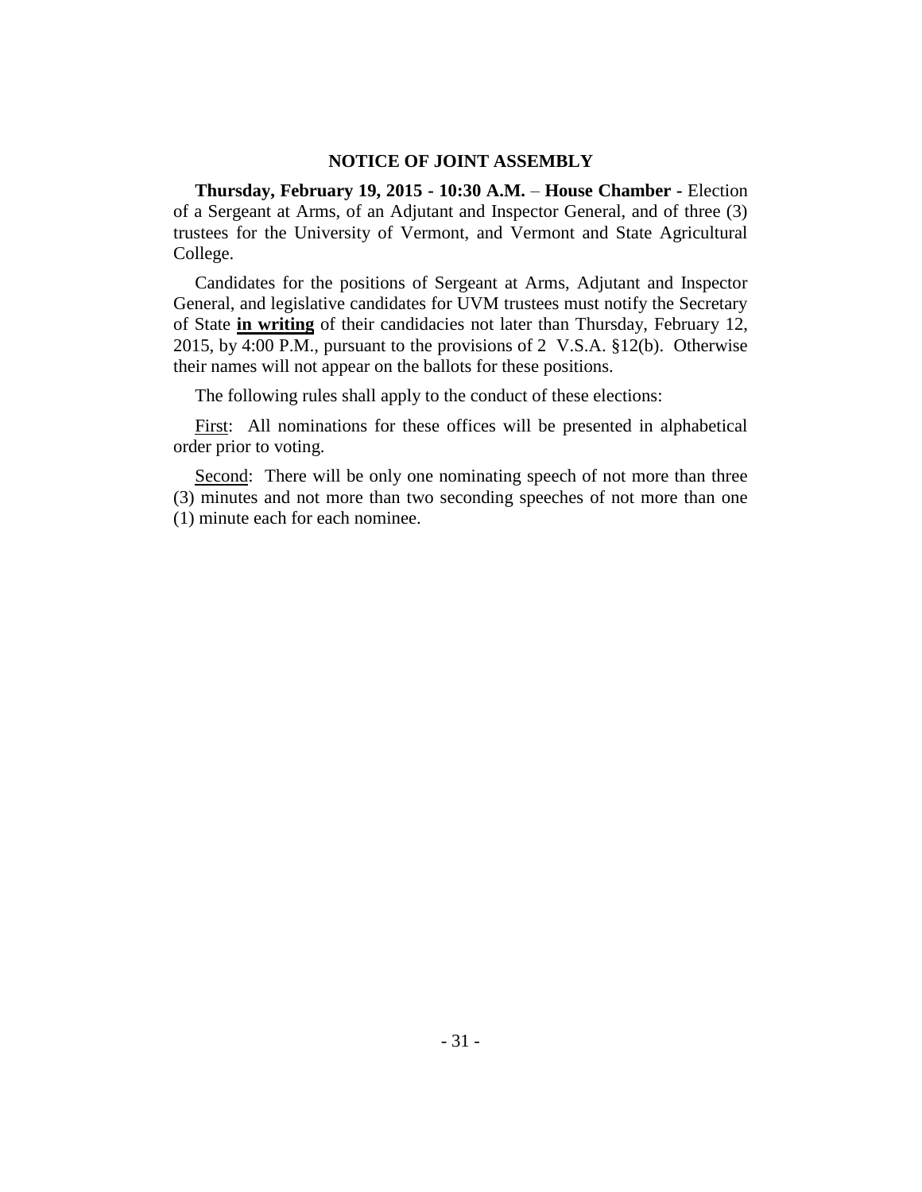## NOTICE OF JOINT ASSEMBLY

**Thursday, February 19, 2015 - 10:30 A.M.** – **House Chamber -** Election of a Sergeant at Arms, of an Adjutant and Inspector General, and of three (3) trustees for the University of Vermont, and Vermont and State Agricultural College.

Candidates for the positions of Sergeant at Arms, Adjutant and Inspector General, and legislative candidates for UVM trustees must notify the Secretary of State **in writing** of their candidacies not later than Thursday, February 12, 2015, by 4:00 P.M., pursuant to the provisions of 2 V.S.A. §12(b). Otherwise their names will not appear on the ballots for these positions.

The following rules shall apply to the conduct of these elections:

First: All nominations for these offices will be presented in alphabetical order prior to voting.

Second: There will be only one nominating speech of not more than three (3) minutes and not more than two seconding speeches of not more than one (1) minute each for each nominee.